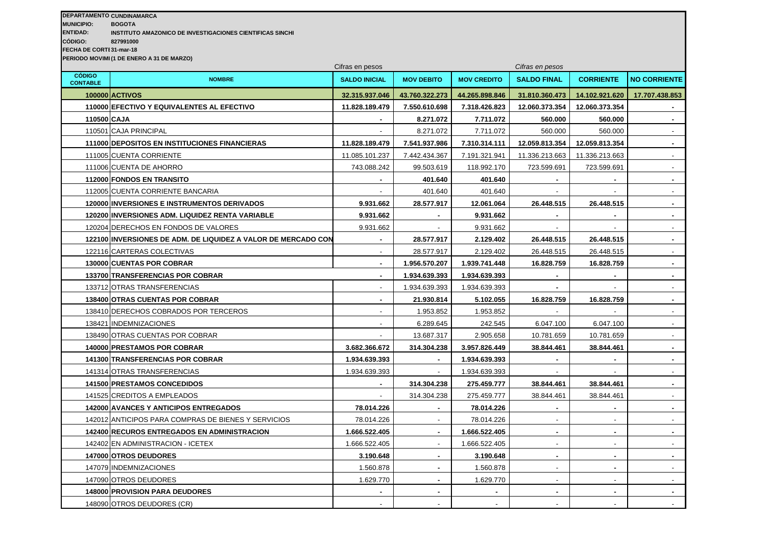**DEPARTAMENTO** CUNDINAMARCA
**MUNICIPIO:** BOGOTA
**ENTIDAD:** INSTITUTO AMAZONICO DE INVESTIGACIONES CIENTIFICAS SINCHI
**CÓDIGO:** 827991000
**FECHA DE CORTE** 31-mar-18
**PERIODO MOVIMI** (1 DE ENERO A 31 DE MARZO)

| | | Cifras en pesos | | | Cifras en pesos | | |
|---|---|---|---|---|---|---|---|
| **CÓDIGO CONTABLE** | **NOMBRE** | **SALDO INICIAL** | **MOV DEBITO** | **MOV CREDITO** | **SALDO FINAL** | **CORRIENTE** | **NO CORRIENTE** |
| **100000** | **ACTIVOS** | **32.315.937.046** | **43.760.322.273** | **44.265.898.846** | **31.810.360.473** | **14.102.921.620** | **17.707.438.853** |
| **110000** | **EFECTIVO Y EQUIVALENTES AL EFECTIVO** | **11.828.189.479** | **7.550.610.698** | **7.318.426.823** | **12.060.373.354** | **12.060.373.354** | **-** |
| **110500** | **CAJA** | **-** | **8.271.072** | **7.711.072** | **560.000** | **560.000** | **-** |
| 110501 | CAJA PRINCIPAL | - | 8.271.072 | 7.711.072 | 560.000 | 560.000 | - |
| **111000** | **DEPOSITOS EN INSTITUCIONES FINANCIERAS** | **11.828.189.479** | **7.541.937.986** | **7.310.314.111** | **12.059.813.354** | **12.059.813.354** | **-** |
| 111005 | CUENTA CORRIENTE | 11.085.101.237 | 7.442.434.367 | 7.191.321.941 | 11.336.213.663 | 11.336.213.663 | - |
| 111006 | CUENTA DE AHORRO | 743.088.242 | 99.503.619 | 118.992.170 | 723.599.691 | 723.599.691 | - |
| **112000** | **FONDOS EN TRANSITO** | **-** | **401.640** | **401.640** | **-** | **-** | **-** |
| 112005 | CUENTA CORRIENTE BANCARIA | - | 401.640 | 401.640 | - | - | - |
| **120000** | **INVERSIONES E INSTRUMENTOS DERIVADOS** | **9.931.662** | **28.577.917** | **12.061.064** | **26.448.515** | **26.448.515** | **-** |
| **120200** | **INVERSIONES ADM. LIQUIDEZ RENTA VARIABLE** | **9.931.662** | **-** | **9.931.662** | **-** | **-** | **-** |
| 120204 | DERECHOS EN FONDOS DE VALORES | 9.931.662 | - | 9.931.662 | - | - | - |
| **122100** | **INVERSIONES DE ADM. DE LIQUIDEZ A VALOR DE MERCADO CON** | **-** | **28.577.917** | **2.129.402** | **26.448.515** | **26.448.515** | **-** |
| 122116 | CARTERAS COLECTIVAS | - | 28.577.917 | 2.129.402 | 26.448.515 | 26.448.515 | - |
| **130000** | **CUENTAS POR COBRAR** | **-** | **1.956.570.207** | **1.939.741.448** | **16.828.759** | **16.828.759** | **-** |
| **133700** | **TRANSFERENCIAS POR COBRAR** | **-** | **1.934.639.393** | **1.934.639.393** | **-** | **-** | **-** |
| 133712 | OTRAS TRANSFERENCIAS | - | 1.934.639.393 | 1.934.639.393 | **-** | - | - |
| **138400** | **OTRAS CUENTAS POR COBRAR** | **-** | **21.930.814** | **5.102.055** | **16.828.759** | **16.828.759** | **-** |
| 138410 | DERECHOS COBRADOS POR TERCEROS | - | 1.953.852 | 1.953.852 | - | - | - |
| 138421 | INDEMNIZACIONES | - | 6.289.645 | 242.545 | 6.047.100 | 6.047.100 | - |
| 138490 | OTRAS CUENTAS POR COBRAR | - | 13.687.317 | 2.905.658 | 10.781.659 | 10.781.659 | - |
| **140000** | **PRESTAMOS POR COBRAR** | **3.682.366.672** | **314.304.238** | **3.957.826.449** | **38.844.461** | **38.844.461** | **-** |
| **141300** | **TRANSFERENCIAS POR COBRAR** | **1.934.639.393** | **-** | **1.934.639.393** | **-** | **-** | **-** |
| 141314 | OTRAS TRANSFERENCIAS | 1.934.639.393 | - | 1.934.639.393 | - | - | - |
| **141500** | **PRESTAMOS CONCEDIDOS** | **-** | **314.304.238** | **275.459.777** | **38.844.461** | **38.844.461** | **-** |
| 141525 | CREDITOS A EMPLEADOS | - | 314.304.238 | 275.459.777 | 38.844.461 | 38.844.461 | - |
| **142000** | **AVANCES Y ANTICIPOS ENTREGADOS** | **78.014.226** | **-** | **78.014.226** | **-** | **-** | **-** |
| 142012 | ANTICIPOS PARA COMPRAS DE BIENES Y SERVICIOS | 78.014.226 | - | 78.014.226 | - | - | - |
| **142400** | **RECURSOS ENTREGADOS EN ADMINISTRACION** | **1.666.522.405** | **-** | **1.666.522.405** | **-** | **-** | **-** |
| 142402 | EN ADMINISTRACION - ICETEX | 1.666.522.405 | - | 1.666.522.405 | - | - | - |
| **147000** | **OTROS DEUDORES** | **3.190.648** | **-** | **3.190.648** | **-** | **-** | **-** |
| 147079 | INDEMNIZACIONES | 1.560.878 | **-** | 1.560.878 | - | **-** | - |
| 147090 | OTROS DEUDORES | 1.629.770 | **-** | 1.629.770 | - | - | - |
| **148000** | **PROVISION PARA DEUDORES** | **-** | **-** | **-** | **-** | **-** | **-** |
| 148090 | OTROS DEUDORES (CR) | - | - | - | - | - | - |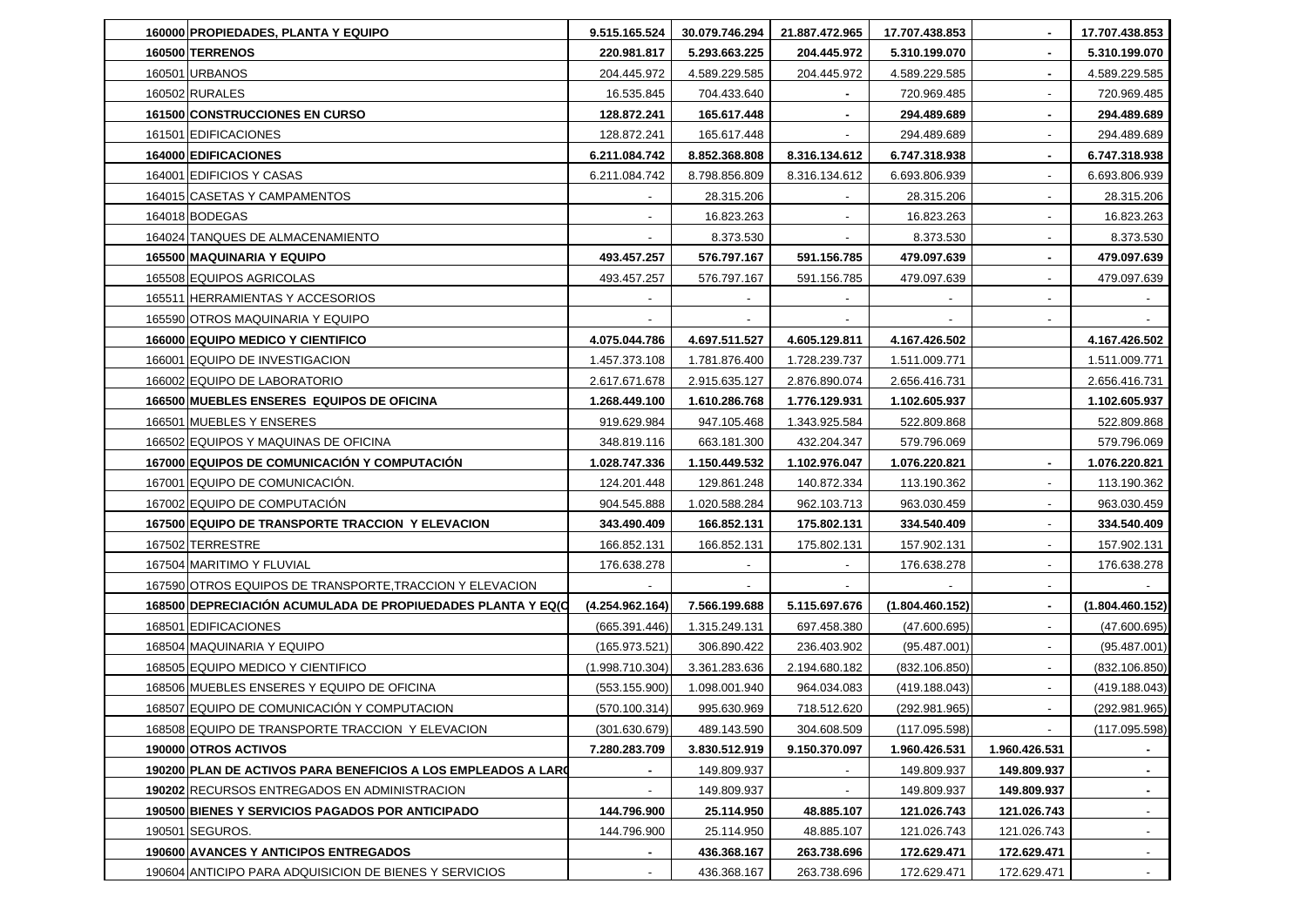| | | | | | | | |
|---|---|---|---|---|---|---|---|
| 160000 | **PROPIEDADES, PLANTA Y EQUIPO** | **9.515.165.524** | **30.079.746.294** | **21.887.472.965** | **17.707.438.853** | **-** | **17.707.438.853** |
| 160500 | **TERRENOS** | **220.981.817** | **5.293.663.225** | **204.445.972** | **5.310.199.070** | **-** | **5.310.199.070** |
| 160501 | URBANOS | 204.445.972 | 4.589.229.585 | 204.445.972 | 4.589.229.585 | - | 4.589.229.585 |
| 160502 | RURALES | 16.535.845 | 704.433.640 | - | 720.969.485 | - | 720.969.485 |
| 161500 | **CONSTRUCCIONES EN CURSO** | **128.872.241** | **165.617.448** | **-** | **294.489.689** | **-** | **294.489.689** |
| 161501 | EDIFICACIONES | 128.872.241 | 165.617.448 | - | 294.489.689 | - | 294.489.689 |
| 164000 | **EDIFICACIONES** | **6.211.084.742** | **8.852.368.808** | **8.316.134.612** | **6.747.318.938** | **-** | **6.747.318.938** |
| 164001 | EDIFICIOS Y CASAS | 6.211.084.742 | 8.798.856.809 | 8.316.134.612 | 6.693.806.939 | - | 6.693.806.939 |
| 164015 | CASETAS Y CAMPAMENTOS | - | 28.315.206 | - | 28.315.206 | - | 28.315.206 |
| 164018 | BODEGAS | - | 16.823.263 | - | 16.823.263 | - | 16.823.263 |
| 164024 | TANQUES DE ALMACENAMIENTO | - | 8.373.530 | - | 8.373.530 | - | 8.373.530 |
| 165500 | **MAQUINARIA Y EQUIPO** | **493.457.257** | **576.797.167** | **591.156.785** | **479.097.639** | **-** | **479.097.639** |
| 165508 | EQUIPOS AGRICOLAS | 493.457.257 | 576.797.167 | 591.156.785 | 479.097.639 | - | 479.097.639 |
| 165511 | HERRAMIENTAS Y ACCESORIOS | - | - | - | - | - | - |
| 165590 | OTROS MAQUINARIA Y EQUIPO | - | - | - | - | - | - |
| 166000 | **EQUIPO MEDICO Y CIENTIFICO** | **4.075.044.786** | **4.697.511.527** | **4.605.129.811** | **4.167.426.502** | | **4.167.426.502** |
| 166001 | EQUIPO DE INVESTIGACION | 1.457.373.108 | 1.781.876.400 | 1.728.239.737 | 1.511.009.771 | | 1.511.009.771 |
| 166002 | EQUIPO DE LABORATORIO | 2.617.671.678 | 2.915.635.127 | 2.876.890.074 | 2.656.416.731 | | 2.656.416.731 |
| 166500 | **MUEBLES ENSERES EQUIPOS DE OFICINA** | **1.268.449.100** | **1.610.286.768** | **1.776.129.931** | **1.102.605.937** | | **1.102.605.937** |
| 166501 | MUEBLES Y ENSERES | 919.629.984 | 947.105.468 | 1.343.925.584 | 522.809.868 | | 522.809.868 |
| 166502 | EQUIPOS Y MAQUINAS DE OFICINA | 348.819.116 | 663.181.300 | 432.204.347 | 579.796.069 | | 579.796.069 |
| 167000 | **EQUIPOS DE COMUNICACIÓN Y COMPUTACIÓN** | **1.028.747.336** | **1.150.449.532** | **1.102.976.047** | **1.076.220.821** | **-** | **1.076.220.821** |
| 167001 | EQUIPO DE COMUNICACIÓN. | 124.201.448 | 129.861.248 | 140.872.334 | 113.190.362 | - | 113.190.362 |
| 167002 | EQUIPO DE COMPUTACIÓN | 904.545.888 | 1.020.588.284 | 962.103.713 | 963.030.459 | - | 963.030.459 |
| 167500 | **EQUIPO DE TRANSPORTE TRACCION Y ELEVACION** | **343.490.409** | **166.852.131** | **175.802.131** | **334.540.409** | - | **334.540.409** |
| 167502 | TERRESTRE | 166.852.131 | 166.852.131 | 175.802.131 | 157.902.131 | - | 157.902.131 |
| 167504 | MARITIMO Y FLUVIAL | 176.638.278 | - | - | 176.638.278 | - | 176.638.278 |
| 167590 | OTROS EQUIPOS DE TRANSPORTE,TRACCION Y ELEVACION | - | - | - | - | - | - |
| 168500 | **DEPRECIACIÓN ACUMULADA DE PROPIUEDADES PLANTA Y EQ(C** | **(4.254.962.164)** | **7.566.199.688** | **5.115.697.676** | **(1.804.460.152)** | **-** | **(1.804.460.152)** |
| 168501 | EDIFICACIONES | (665.391.446) | 1.315.249.131 | 697.458.380 | (47.600.695) | - | (47.600.695) |
| 168504 | MAQUINARIA Y EQUIPO | (165.973.521) | 306.890.422 | 236.403.902 | (95.487.001) | - | (95.487.001) |
| 168505 | EQUIPO MEDICO Y CIENTIFICO | (1.998.710.304) | 3.361.283.636 | 2.194.680.182 | (832.106.850) | - | (832.106.850) |
| 168506 | MUEBLES ENSERES Y EQUIPO DE OFICINA | (553.155.900) | 1.098.001.940 | 964.034.083 | (419.188.043) | - | (419.188.043) |
| 168507 | EQUIPO DE COMUNICACIÓN Y COMPUTACION | (570.100.314) | 995.630.969 | 718.512.620 | (292.981.965) | - | (292.981.965) |
| 168508 | EQUIPO DE TRANSPORTE TRACCION Y ELEVACION | (301.630.679) | 489.143.590 | 304.608.509 | (117.095.598) | - | (117.095.598) |
| 190000 | **OTROS ACTIVOS** | **7.280.283.709** | **3.830.512.919** | **9.150.370.097** | **1.960.426.531** | **1.960.426.531** | **-** |
| 190200 | **PLAN DE ACTIVOS PARA BENEFICIOS A LOS EMPLEADOS A LAR(** | **-** | 149.809.937 | - | 149.809.937 | **149.809.937** | **-** |
| 190202 | RECURSOS ENTREGADOS EN ADMINISTRACION | - | 149.809.937 | - | 149.809.937 | **149.809.937** | **-** |
| 190500 | **BIENES Y SERVICIOS PAGADOS POR ANTICIPADO** | **144.796.900** | **25.114.950** | **48.885.107** | **121.026.743** | **121.026.743** | - |
| 190501 | SEGUROS. | 144.796.900 | 25.114.950 | 48.885.107 | 121.026.743 | 121.026.743 | - |
| 190600 | **AVANCES Y ANTICIPOS ENTREGADOS** | **-** | **436.368.167** | **263.738.696** | **172.629.471** | **172.629.471** | - |
| 190604 | ANTICIPO PARA ADQUISICION DE BIENES Y SERVICIOS | - | 436.368.167 | 263.738.696 | 172.629.471 | 172.629.471 | - |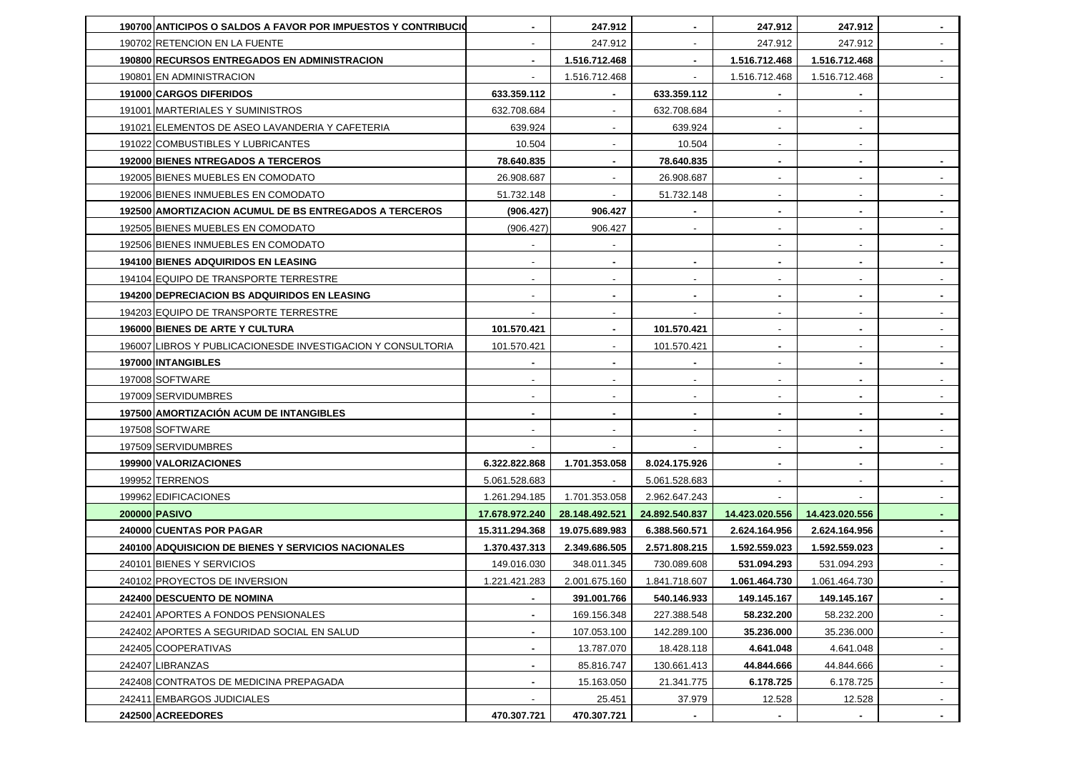| | | | | | | | |
|---|---|---|---|---|---|---|---|
| **190700** | **ANTICIPOS O SALDOS A FAVOR POR IMPUESTOS Y CONTRIBUCIO** | **-** | **247.912** | **-** | **247.912** | **247.912** | **-** |
| 190702 | RETENCION EN LA FUENTE | - | 247.912 | - | 247.912 | 247.912 | - |
| **190800** | **RECURSOS ENTREGADOS EN ADMINISTRACION** | **-** | **1.516.712.468** | **-** | **1.516.712.468** | **1.516.712.468** | - |
| 190801 | EN ADMINISTRACION | - | 1.516.712.468 | - | 1.516.712.468 | 1.516.712.468 | - |
| **191000** | **CARGOS DIFERIDOS** | **633.359.112** | **-** | **633.359.112** | **-** | **-** | |
| 191001 | MARTERIALES Y SUMINISTROS | 632.708.684 | - | 632.708.684 | - | - | |
| 191021 | ELEMENTOS DE ASEO LAVANDERIA Y CAFETERIA | 639.924 | - | 639.924 | - | - | |
| 191022 | COMBUSTIBLES Y LUBRICANTES | 10.504 | - | 10.504 | - | - | |
| **192000** | **BIENES NTREGADOS A TERCEROS** | **78.640.835** | **-** | **78.640.835** | **-** | **-** | **-** |
| 192005 | BIENES MUEBLES EN COMODATO | 26.908.687 | - | 26.908.687 | - | - | - |
| 192006 | BIENES INMUEBLES EN COMODATO | 51.732.148 | - | 51.732.148 | - | - | - |
| **192500** | **AMORTIZACION ACUMUL DE BS ENTREGADOS A TERCEROS** | **(906.427)** | **906.427** | **-** | **-** | **-** | **-** |
| 192505 | BIENES MUEBLES EN COMODATO | (906.427) | 906.427 | - | - | - | - |
| 192506 | BIENES INMUEBLES EN COMODATO | - | - | | - | - | - |
| **194100** | **BIENES ADQUIRIDOS EN LEASING** | - | **-** | **-** | **-** | **-** | **-** |
| 194104 | EQUIPO DE TRANSPORTE TERRESTRE | - | - | - | - | - | - |
| **194200** | **DEPRECIACION BS ADQUIRIDOS EN LEASING** | - | **-** | **-** | **-** | **-** | **-** |
| 194203 | EQUIPO DE TRANSPORTE TERRESTRE | - | - | - | - | - | - |
| **196000** | **BIENES DE ARTE Y CULTURA** | **101.570.421** | **-** | **101.570.421** | - | **-** | - |
| 196007 | LIBROS Y PUBLICACIONESDE INVESTIGACION Y CONSULTORIA | 101.570.421 | - | 101.570.421 | **-** | - | - |
| **197000** | **INTANGIBLES** | **-** | **-** | **-** | - | **-** | **-** |
| 197008 | SOFTWARE | - | - | - | - | **-** | - |
| 197009 | SERVIDUMBRES | - | - | - | - | **-** | - |
| **197500** | **AMORTIZACIÓN ACUM DE INTANGIBLES** | **-** | **-** | **-** | **-** | **-** | **-** |
| 197508 | SOFTWARE | - | - | - | - | **-** | - |
| 197509 | SERVIDUMBRES | - | - | - | - | **-** | - |
| **199900** | **VALORIZACIONES** | **6.322.822.868** | **1.701.353.058** | **8.024.175.926** | **-** | **-** | - |
| 199952 | TERRENOS | 5.061.528.683 | - | 5.061.528.683 | - | - | - |
| 199962 | EDIFICACIONES | 1.261.294.185 | 1.701.353.058 | 2.962.647.243 | - | - | - |
| **200000** | **PASIVO** | **17.678.972.240** | **28.148.492.521** | **24.892.540.837** | **14.423.020.556** | **14.423.020.556** | **-** |
| **240000** | **CUENTAS POR PAGAR** | **15.311.294.368** | **19.075.689.983** | **6.388.560.571** | **2.624.164.956** | **2.624.164.956** | **-** |
| **240100** | **ADQUISICION DE BIENES Y SERVICIOS NACIONALES** | **1.370.437.313** | **2.349.686.505** | **2.571.808.215** | **1.592.559.023** | **1.592.559.023** | **-** |
| 240101 | BIENES Y SERVICIOS | 149.016.030 | 348.011.345 | 730.089.608 | **531.094.293** | 531.094.293 | - |
| 240102 | PROYECTOS DE INVERSION | 1.221.421.283 | 2.001.675.160 | 1.841.718.607 | **1.061.464.730** | 1.061.464.730 | - |
| **242400** | **DESCUENTO DE NOMINA** | **-** | **391.001.766** | **540.146.933** | **149.145.167** | **149.145.167** | **-** |
| 242401 | APORTES A FONDOS PENSIONALES | **-** | 169.156.348 | 227.388.548 | **58.232.200** | 58.232.200 | - |
| 242402 | APORTES A SEGURIDAD SOCIAL EN SALUD | **-** | 107.053.100 | 142.289.100 | **35.236.000** | 35.236.000 | - |
| 242405 | COOPERATIVAS | **-** | 13.787.070 | 18.428.118 | **4.641.048** | 4.641.048 | - |
| 242407 | LIBRANZAS | **-** | 85.816.747 | 130.661.413 | **44.844.666** | 44.844.666 | - |
| 242408 | CONTRATOS DE MEDICINA PREPAGADA | **-** | 15.163.050 | 21.341.775 | **6.178.725** | 6.178.725 | - |
| 242411 | EMBARGOS JUDICIALES | - | 25.451 | 37.979 | 12.528 | 12.528 | - |
| **242500** | **ACREEDORES** | **470.307.721** | **470.307.721** | **-** | **-** | **-** | **-** |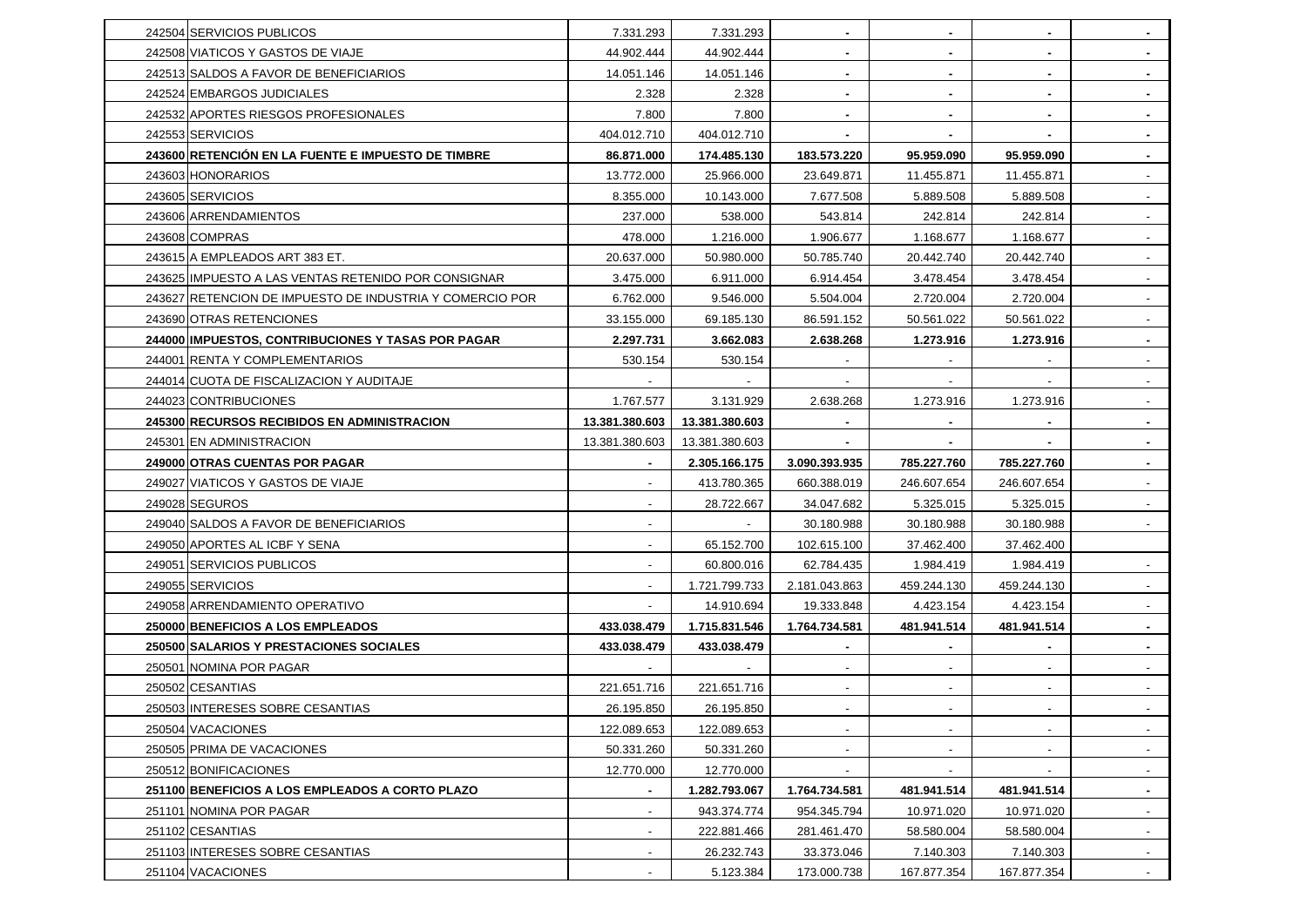| | | | | | | | |
|---|---|---|---|---|---|---|---|
| 242504 | SERVICIOS PUBLICOS | 7.331.293 | 7.331.293 | - | - | - | - |
| 242508 | VIATICOS Y GASTOS DE VIAJE | 44.902.444 | 44.902.444 | - | - | - | - |
| 242513 | SALDOS A FAVOR DE BENEFICIARIOS | 14.051.146 | 14.051.146 | - | - | - | - |
| 242524 | EMBARGOS JUDICIALES | 2.328 | 2.328 | - | - | - | - |
| 242532 | APORTES RIESGOS PROFESIONALES | 7.800 | 7.800 | - | - | - | - |
| 242553 | SERVICIOS | 404.012.710 | 404.012.710 | - | - | - | - |
| **243600** | **RETENCIÓN EN LA FUENTE E IMPUESTO DE TIMBRE** | **86.871.000** | **174.485.130** | **183.573.220** | **95.959.090** | **95.959.090** | **-** |
| 243603 | HONORARIOS | 13.772.000 | 25.966.000 | 23.649.871 | 11.455.871 | 11.455.871 | - |
| 243605 | SERVICIOS | 8.355.000 | 10.143.000 | 7.677.508 | 5.889.508 | 5.889.508 | - |
| 243606 | ARRENDAMIENTOS | 237.000 | 538.000 | 543.814 | 242.814 | 242.814 | - |
| 243608 | COMPRAS | 478.000 | 1.216.000 | 1.906.677 | 1.168.677 | 1.168.677 | - |
| 243615 | A EMPLEADOS ART 383 ET. | 20.637.000 | 50.980.000 | 50.785.740 | 20.442.740 | 20.442.740 | - |
| 243625 | IMPUESTO A LAS VENTAS RETENIDO POR CONSIGNAR | 3.475.000 | 6.911.000 | 6.914.454 | 3.478.454 | 3.478.454 | - |
| 243627 | RETENCION DE IMPUESTO DE INDUSTRIA Y COMERCIO POR | 6.762.000 | 9.546.000 | 5.504.004 | 2.720.004 | 2.720.004 | - |
| 243690 | OTRAS RETENCIONES | 33.155.000 | 69.185.130 | 86.591.152 | 50.561.022 | 50.561.022 | - |
| **244000** | **IMPUESTOS, CONTRIBUCIONES Y TASAS POR PAGAR** | **2.297.731** | **3.662.083** | **2.638.268** | **1.273.916** | **1.273.916** | **-** |
| 244001 | RENTA Y COMPLEMENTARIOS | 530.154 | 530.154 | - | - | - | - |
| 244014 | CUOTA DE FISCALIZACION Y AUDITAJE | - | - | - | - | - | - |
| 244023 | CONTRIBUCIONES | 1.767.577 | 3.131.929 | 2.638.268 | 1.273.916 | 1.273.916 | - |
| **245300** | **RECURSOS RECIBIDOS EN ADMINISTRACION** | **13.381.380.603** | **13.381.380.603** | **-** | **-** | **-** | **-** |
| 245301 | EN ADMINISTRACION | 13.381.380.603 | 13.381.380.603 | - | - | - | - |
| **249000** | **OTRAS CUENTAS POR PAGAR** | **-** | **2.305.166.175** | **3.090.393.935** | **785.227.760** | **785.227.760** | **-** |
| 249027 | VIATICOS Y GASTOS DE VIAJE | - | 413.780.365 | 660.388.019 | 246.607.654 | 246.607.654 | - |
| 249028 | SEGUROS | - | 28.722.667 | 34.047.682 | 5.325.015 | 5.325.015 | - |
| 249040 | SALDOS A FAVOR DE BENEFICIARIOS | - | - | 30.180.988 | 30.180.988 | 30.180.988 | - |
| 249050 | APORTES AL ICBF Y SENA | - | 65.152.700 | 102.615.100 | 37.462.400 | 37.462.400 | |
| 249051 | SERVICIOS PUBLICOS | - | 60.800.016 | 62.784.435 | 1.984.419 | 1.984.419 | - |
| 249055 | SERVICIOS | - | 1.721.799.733 | 2.181.043.863 | 459.244.130 | 459.244.130 | - |
| 249058 | ARRENDAMIENTO OPERATIVO | - | 14.910.694 | 19.333.848 | 4.423.154 | 4.423.154 | - |
| **250000** | **BENEFICIOS A LOS EMPLEADOS** | **433.038.479** | **1.715.831.546** | **1.764.734.581** | **481.941.514** | **481.941.514** | **-** |
| **250500** | **SALARIOS Y PRESTACIONES SOCIALES** | **433.038.479** | **433.038.479** | **-** | **-** | **-** | **-** |
| 250501 | NOMINA POR PAGAR | - | - | - | - | - | - |
| 250502 | CESANTIAS | 221.651.716 | 221.651.716 | - | - | - | - |
| 250503 | INTERESES SOBRE CESANTIAS | 26.195.850 | 26.195.850 | - | - | - | - |
| 250504 | VACACIONES | 122.089.653 | 122.089.653 | - | - | - | - |
| 250505 | PRIMA DE VACACIONES | 50.331.260 | 50.331.260 | - | - | - | - |
| 250512 | BONIFICACIONES | 12.770.000 | 12.770.000 | - | - | - | - |
| **251100** | **BENEFICIOS A LOS EMPLEADOS A CORTO PLAZO** | **-** | **1.282.793.067** | **1.764.734.581** | **481.941.514** | **481.941.514** | **-** |
| 251101 | NOMINA POR PAGAR | - | 943.374.774 | 954.345.794 | 10.971.020 | 10.971.020 | - |
| 251102 | CESANTIAS | - | 222.881.466 | 281.461.470 | 58.580.004 | 58.580.004 | - |
| 251103 | INTERESES SOBRE CESANTIAS | - | 26.232.743 | 33.373.046 | 7.140.303 | 7.140.303 | - |
| 251104 | VACACIONES | - | 5.123.384 | 173.000.738 | 167.877.354 | 167.877.354 | - |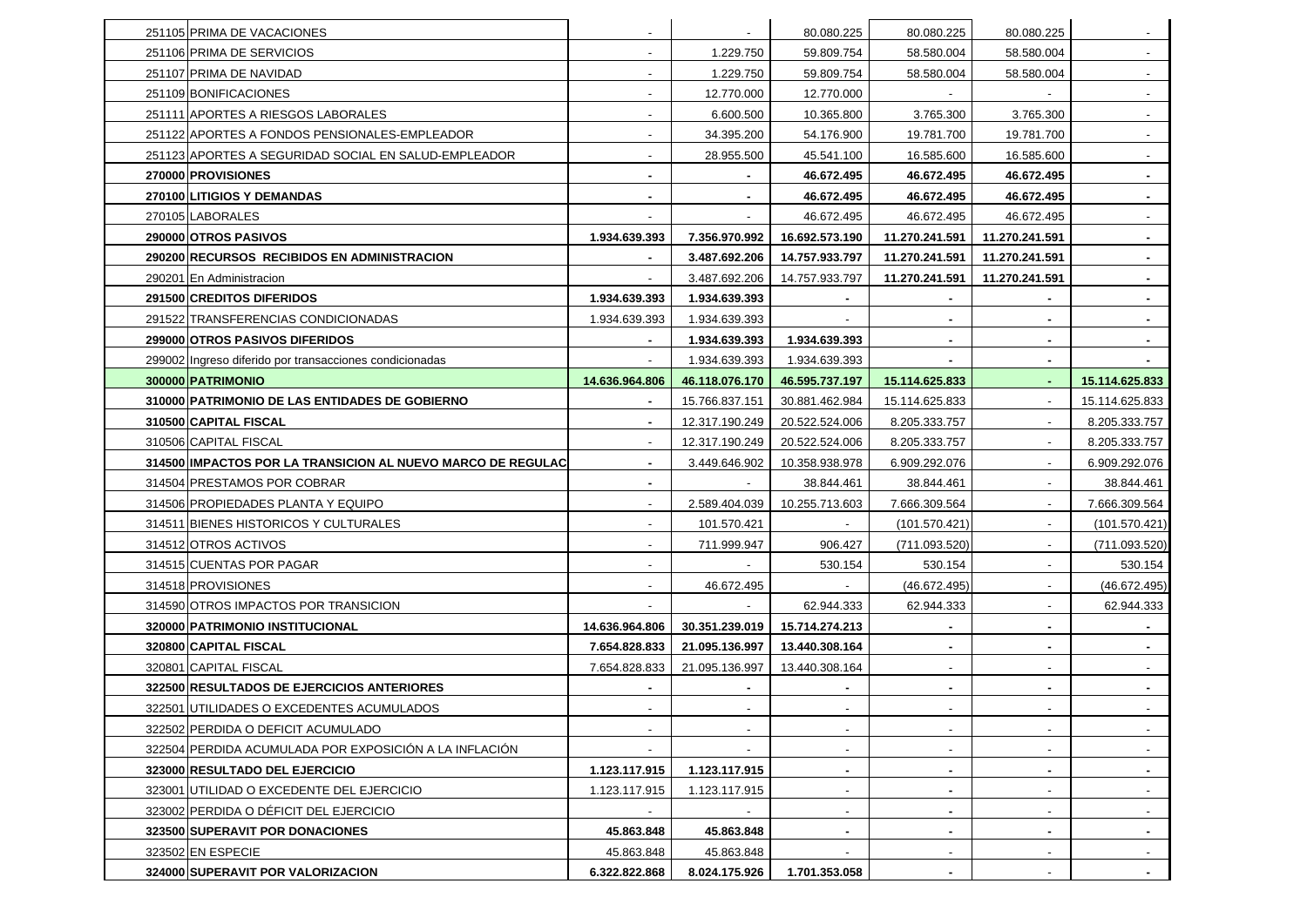| | | | | | | |
|---|---|---|---|---|---|---|
| 251105 | PRIMA DE VACACIONES | - | - | 80.080.225 | 80.080.225 | 80.080.225 | - |
| 251106 | PRIMA DE SERVICIOS | - | 1.229.750 | 59.809.754 | 58.580.004 | 58.580.004 | - |
| 251107 | PRIMA DE NAVIDAD | - | 1.229.750 | 59.809.754 | 58.580.004 | 58.580.004 | - |
| 251109 | BONIFICACIONES | - | 12.770.000 | 12.770.000 | - | - | - |
| 251111 | APORTES A RIESGOS LABORALES | - | 6.600.500 | 10.365.800 | 3.765.300 | 3.765.300 | - |
| 251122 | APORTES A FONDOS PENSIONALES-EMPLEADOR | - | 34.395.200 | 54.176.900 | 19.781.700 | 19.781.700 | - |
| 251123 | APORTES A SEGURIDAD SOCIAL EN SALUD-EMPLEADOR | - | 28.955.500 | 45.541.100 | 16.585.600 | 16.585.600 | - |
| **270000** | **PROVISIONES** | **-** | **-** | **46.672.495** | **46.672.495** | **46.672.495** | **-** |
| **270100** | **LITIGIOS Y DEMANDAS** | **-** | **-** | **46.672.495** | **46.672.495** | **46.672.495** | **-** |
| 270105 | LABORALES | - | - | 46.672.495 | 46.672.495 | 46.672.495 | - |
| **290000** | **OTROS PASIVOS** | **1.934.639.393** | **7.356.970.992** | **16.692.573.190** | **11.270.241.591** | **11.270.241.591** | **-** |
| **290200** | **RECURSOS RECIBIDOS EN ADMINISTRACION** | **-** | **3.487.692.206** | **14.757.933.797** | **11.270.241.591** | **11.270.241.591** | **-** |
| 290201 | En Administracion | - | 3.487.692.206 | 14.757.933.797 | **11.270.241.591** | **11.270.241.591** | **-** |
| **291500** | **CREDITOS DIFERIDOS** | **1.934.639.393** | **1.934.639.393** | **-** | **-** | **-** | **-** |
| 291522 | TRANSFERENCIAS CONDICIONADAS | 1.934.639.393 | 1.934.639.393 | - | **-** | **-** | **-** |
| **299000** | **OTROS PASIVOS DIFERIDOS** | **-** | **1.934.639.393** | **1.934.639.393** | **-** | **-** | **-** |
| 299002 | Ingreso diferido por transacciones condicionadas | - | 1.934.639.393 | 1.934.639.393 | **-** | **-** | **-** |
| **300000** | **PATRIMONIO** | **14.636.964.806** | **46.118.076.170** | **46.595.737.197** | **15.114.625.833** | **-** | **15.114.625.833** |
| **310000** | **PATRIMONIO DE LAS ENTIDADES DE GOBIERNO** | **-** | 15.766.837.151 | 30.881.462.984 | 15.114.625.833 | - | 15.114.625.833 |
| **310500** | **CAPITAL FISCAL** | **-** | 12.317.190.249 | 20.522.524.006 | 8.205.333.757 | - | 8.205.333.757 |
| 310506 | CAPITAL FISCAL | - | 12.317.190.249 | 20.522.524.006 | 8.205.333.757 | - | 8.205.333.757 |
| **314500** | **IMPACTOS POR LA TRANSICION AL NUEVO MARCO DE REGULAC** | **-** | 3.449.646.902 | 10.358.938.978 | 6.909.292.076 | - | 6.909.292.076 |
| 314504 | PRESTAMOS POR COBRAR | **-** | - | 38.844.461 | 38.844.461 | - | 38.844.461 |
| 314506 | PROPIEDADES PLANTA Y EQUIPO | - | 2.589.404.039 | 10.255.713.603 | 7.666.309.564 | - | 7.666.309.564 |
| 314511 | BIENES HISTORICOS Y CULTURALES | - | 101.570.421 | - | (101.570.421) | - | (101.570.421) |
| 314512 | OTROS ACTIVOS | - | 711.999.947 | 906.427 | (711.093.520) | - | (711.093.520) |
| 314515 | CUENTAS POR PAGAR | - | - | 530.154 | 530.154 | - | 530.154 |
| 314518 | PROVISIONES | - | 46.672.495 | - | (46.672.495) | - | (46.672.495) |
| 314590 | OTROS IMPACTOS POR TRANSICION | - | - | 62.944.333 | 62.944.333 | - | 62.944.333 |
| **320000** | **PATRIMONIO INSTITUCIONAL** | **14.636.964.806** | **30.351.239.019** | **15.714.274.213** | **-** | **-** | **-** |
| **320800** | **CAPITAL FISCAL** | **7.654.828.833** | **21.095.136.997** | **13.440.308.164** | **-** | **-** | **-** |
| 320801 | CAPITAL FISCAL | 7.654.828.833 | 21.095.136.997 | 13.440.308.164 | - | - | - |
| **322500** | **RESULTADOS DE EJERCICIOS ANTERIORES** | **-** | **-** | **-** | **-** | **-** | **-** |
| 322501 | UTILIDADES O EXCEDENTES ACUMULADOS | - | - | - | - | - | - |
| 322502 | PERDIDA O DEFICIT ACUMULADO | - | - | - | - | - | - |
| 322504 | PERDIDA ACUMULADA POR EXPOSICIÓN A LA INFLACIÓN | - | - | - | - | - | - |
| **323000** | **RESULTADO DEL EJERCICIO** | **1.123.117.915** | **1.123.117.915** | **-** | **-** | **-** | **-** |
| 323001 | UTILIDAD O EXCEDENTE DEL EJERCICIO | 1.123.117.915 | 1.123.117.915 | - | **-** | - | - |
| 323002 | PERDIDA O DÉFICIT DEL EJERCICIO | - | - | - | **-** | - | - |
| **323500** | **SUPERAVIT POR DONACIONES** | **45.863.848** | **45.863.848** | **-** | **-** | **-** | **-** |
| 323502 | EN ESPECIE | 45.863.848 | 45.863.848 | - | - | - | - |
| **324000** | **SUPERAVIT POR VALORIZACION** | **6.322.822.868** | **8.024.175.926** | **1.701.353.058** | **-** | - | **-** |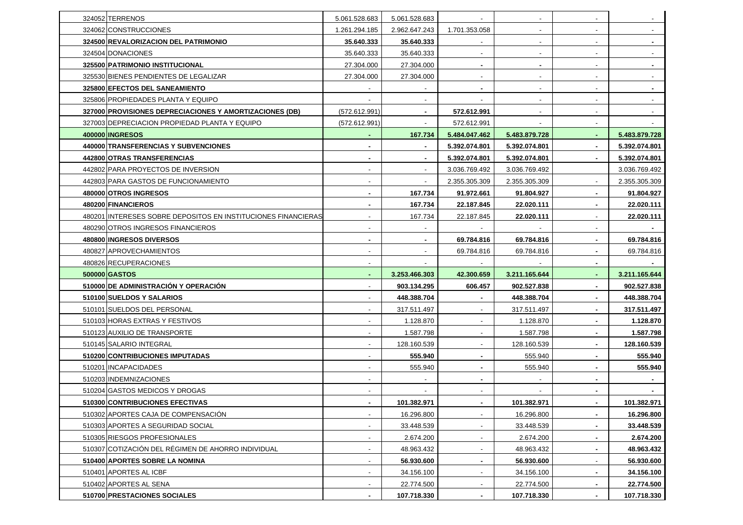| | | | | | | | |
|---|---|---|---|---|---|---|---|
| 324052 | TERRENOS | 5.061.528.683 | 5.061.528.683 | - | - | - | - |
| 324062 | CONSTRUCCIONES | 1.261.294.185 | 2.962.647.243 | 1.701.353.058 | - | - | - |
| **324500** | **REVALORIZACION DEL PATRIMONIO** | **35.640.333** | **35.640.333** | - | - | - | **-** |
| 324504 | DONACIONES | 35.640.333 | 35.640.333 | - | - | - | - |
| **325500** | **PATRIMONIO INSTITUCIONAL** | 27.304.000 | 27.304.000 | **-** | **-** | - | **-** |
| 325530 | BIENES PENDIENTES DE LEGALIZAR | 27.304.000 | 27.304.000 | - | - | - | - |
| **325800** | **EFECTOS DEL SANEAMIENTO** | - | - | **-** | - | - | **-** |
| 325806 | PROPIEDADES PLANTA Y EQUIPO | - | - | - | - | - | - |
| **327000** | **PROVISIONES DEPRECIACIONES Y AMORTIZACIONES (DB)** | (572.612.991) | **-** | **572.612.991** | - | - | - |
| 327003 | DEPRECIACION PROPIEDAD PLANTA Y EQUIPO | (572.612.991) | - | 572.612.991 | - | - | - |
| **400000** | **INGRESOS** | **-** | **167.734** | **5.484.047.462** | **5.483.879.728** | **-** | **5.483.879.728** |
| **440000** | **TRANSFERENCIAS Y SUBVENCIONES** | **-** | **-** | **5.392.074.801** | **5.392.074.801** | **-** | **5.392.074.801** |
| **442800** | **OTRAS TRANSFERENCIAS** | **-** | **-** | **5.392.074.801** | **5.392.074.801** | **-** | **5.392.074.801** |
| 442802 | PARA PROYECTOS DE INVERSION | - | - | 3.036.769.492 | 3.036.769.492 | | 3.036.769.492 |
| 442803 | PARA GASTOS DE FUNCIONAMIENTO | - | - | 2.355.305.309 | 2.355.305.309 | - | 2.355.305.309 |
| **480000** | **OTROS INGRESOS** | **-** | **167.734** | **91.972.661** | **91.804.927** | **-** | **91.804.927** |
| **480200** | **FINANCIEROS** | **-** | **167.734** | **22.187.845** | **22.020.111** | **-** | **22.020.111** |
| 480201 | INTERESES SOBRE DEPOSITOS EN INSTITUCIONES FINANCIERAS | - | 167.734 | 22.187.845 | **22.020.111** | - | **22.020.111** |
| 480290 | OTROS INGRESOS FINANCIEROS | - | - | - | - | - | **-** |
| **480800** | **INGRESOS DIVERSOS** | **-** | **-** | **69.784.816** | **69.784.816** | **-** | **69.784.816** |
| 480827 | APROVECHAMIENTOS | - | - | 69.784.816 | 69.784.816 | **-** | 69.784.816 |
| 480826 | RECUPERACIONES | - | - | - | - | **-** | **-** |
| **500000** | **GASTOS** | **-** | **3.253.466.303** | **42.300.659** | **3.211.165.644** | **-** | **3.211.165.644** |
| **510000** | **DE ADMINISTRACIÓN Y OPERACIÓN** | - | **903.134.295** | **606.457** | **902.527.838** | **-** | **902.527.838** |
| **510100** | **SUELDOS Y SALARIOS** | - | **448.388.704** | **-** | **448.388.704** | **-** | **448.388.704** |
| 510101 | SUELDOS DEL PERSONAL | - | 317.511.497 | - | 317.511.497 | **-** | **317.511.497** |
| 510103 | HORAS EXTRAS Y FESTIVOS | - | 1.128.870 | - | 1.128.870 | **-** | **1.128.870** |
| 510123 | AUXILIO DE TRANSPORTE | - | 1.587.798 | - | 1.587.798 | **-** | **1.587.798** |
| 510145 | SALARIO INTEGRAL | - | 128.160.539 | - | 128.160.539 | **-** | **128.160.539** |
| **510200** | **CONTRIBUCIONES IMPUTADAS** | - | **555.940** | **-** | 555.940 | **-** | **555.940** |
| 510201 | INCAPACIDADES | - | 555.940 | **-** | 555.940 | **-** | **555.940** |
| 510203 | INDEMNIZACIONES | - | - | **-** | - | **-** | **-** |
| 510204 | GASTOS MEDICOS Y DROGAS | - | - | - | - | **-** | **-** |
| **510300** | **CONTRIBUCIONES EFECTIVAS** | **-** | **101.382.971** | **-** | **101.382.971** | **-** | **101.382.971** |
| 510302 | APORTES CAJA DE COMPENSACIÓN | - | 16.296.800 | - | 16.296.800 | **-** | **16.296.800** |
| 510303 | APORTES A SEGURIDAD SOCIAL | - | 33.448.539 | - | 33.448.539 | **-** | **33.448.539** |
| 510305 | RIESGOS PROFESIONALES | - | 2.674.200 | - | 2.674.200 | **-** | **2.674.200** |
| 510307 | COTIZACIÓN DEL RÉGIMEN DE AHORRO INDIVIDUAL | - | 48.963.432 | - | 48.963.432 | **-** | **48.963.432** |
| **510400** | **APORTES SOBRE LA NOMINA** | - | **56.930.600** | **-** | **56.930.600** | - | **56.930.600** |
| 510401 | APORTES AL ICBF | - | 34.156.100 | - | 34.156.100 | **-** | **34.156.100** |
| 510402 | APORTES AL SENA | - | 22.774.500 | - | 22.774.500 | **-** | **22.774.500** |
| **510700** | **PRESTACIONES SOCIALES** | **-** | **107.718.330** | **-** | **107.718.330** | **-** | **107.718.330** |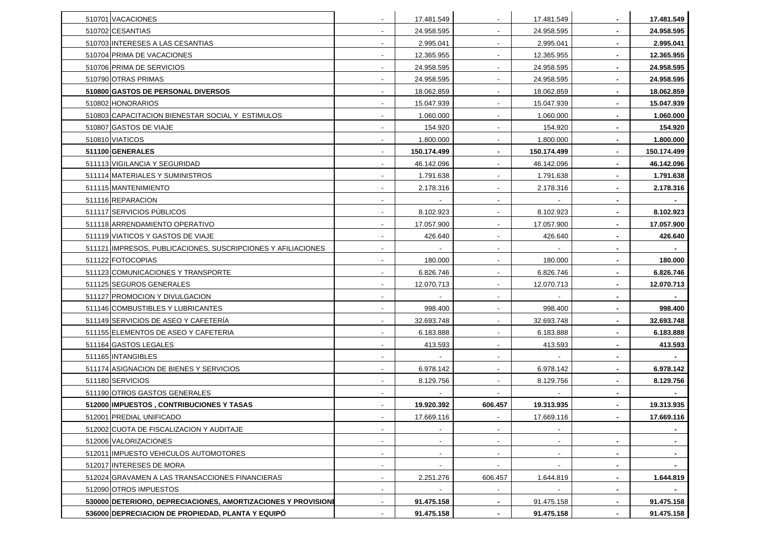| | | | | | | |
|---|---|---|---|---|---|---|
| 510701 | VACACIONES | - | 17.481.549 | - | 17.481.549 | - | **17.481.549** |
| 510702 | CESANTIAS | - | 24.958.595 | - | 24.958.595 | - | **24.958.595** |
| 510703 | INTERESES A LAS CESANTIAS | - | 2.995.041 | - | 2.995.041 | - | **2.995.041** |
| 510704 | PRIMA DE VACACIONES | - | 12.365.955 | - | 12.365.955 | - | **12.365.955** |
| 510706 | PRIMA DE SERVICIOS | - | 24.958.595 | - | 24.958.595 | - | **24.958.595** |
| 510790 | OTRAS PRIMAS | - | 24.958.595 | - | 24.958.595 | - | **24.958.595** |
| **510800** | **GASTOS DE PERSONAL DIVERSOS** | - | 18.062.859 | - | 18.062.859 | - | **18.062.859** |
| 510802 | HONORARIOS | - | 15.047.939 | - | 15.047.939 | - | **15.047.939** |
| 510803 | CAPACITACION BIENESTAR SOCIAL Y ESTIMULOS | - | 1.060.000 | - | 1.060.000 | - | **1.060.000** |
| 510807 | GASTOS DE VIAJE | - | 154.920 | - | 154.920 | - | **154.920** |
| 510810 | VIATICOS | - | 1.800.000 | - | 1.800.000 | - | **1.800.000** |
| **511100** | **GENERALES** | - | **150.174.499** | - | **150.174.499** | - | **150.174.499** |
| 511113 | VIGILANCIA Y SEGURIDAD | - | 46.142.096 | - | 46.142.096 | - | **46.142.096** |
| 511114 | MATERIALES Y SUMINISTROS | - | 1.791.638 | - | 1.791.638 | - | **1.791.638** |
| 511115 | MANTENIMIENTO | - | 2.178.316 | - | 2.178.316 | - | **2.178.316** |
| 511116 | REPARACION | - | - | - | - | - | **-** |
| 511117 | SERVICIOS PÚBLICOS | - | 8.102.923 | - | 8.102.923 | - | **8.102.923** |
| 511118 | ARRENDAMIENTO OPERATIVO | - | 17.057.900 | - | 17.057.900 | - | **17.057.900** |
| 511119 | VIATICOS Y GASTOS DE VIAJE | - | 426.640 | - | 426.640 | - | **426.640** |
| 511121 | IMPRESOS, PUBLICACIONES, SUSCRIPCIONES Y AFILIACIONES | - | - | - | - | - | **-** |
| 511122 | FOTOCOPIAS | - | 180.000 | - | 180.000 | - | **180.000** |
| 511123 | COMUNICACIONES Y TRANSPORTE | - | 6.826.746 | - | 6.826.746 | - | **6.826.746** |
| 511125 | SEGUROS GENERALES | - | 12.070.713 | - | 12.070.713 | - | **12.070.713** |
| 511127 | PROMOCION Y DIVULGACION | - | - | - | - | - | **-** |
| 511146 | COMBUSTIBLES Y LUBRICANTES | - | 998.400 | - | 998.400 | - | **998.400** |
| 511149 | SERVICIOS DE ASEO Y CAFETERÍA | - | 32.693.748 | - | 32.693.748 | - | **32.693.748** |
| 511155 | ELEMENTOS DE ASEO Y CAFETERIA | - | 6.183.888 | - | 6.183.888 | - | **6.183.888** |
| 511164 | GASTOS LEGALES | - | 413.593 | - | 413.593 | - | **413.593** |
| 511165 | INTANGIBLES | - | - | - | - | - | **-** |
| 511174 | ASIGNACION DE BIENES Y SERVICIOS | - | 6.978.142 | - | 6.978.142 | - | **6.978.142** |
| 511180 | SERVICIOS | - | 8.129.756 | - | 8.129.756 | - | **8.129.756** |
| 511190 | OTROS GASTOS GENERALES | - | - | - | - | - | **-** |
| **512000** | **IMPUESTOS , CONTRIBUCIONES Y TASAS** | - | **19.920.392** | **606.457** | **19.313.935** | - | **19.313.935** |
| 512001 | PREDIAL UNIFICADO | - | 17.669.116 | - | 17.669.116 | - | **17.669.116** |
| 512002 | CUOTA DE FISCALIZACION Y AUDITAJE | - | - | - | - | | **-** |
| 512006 | VALORIZACIONES | - | - | - | - | - | **-** |
| 512011 | IMPUESTO VEHICULOS AUTOMOTORES | - | - | - | - | - | **-** |
| 512017 | INTERESES DE MORA | - | - | - | - | - | **-** |
| 512024 | GRAVAMEN A LAS TRANSACCIONES FINANCIERAS | - | 2.251.276 | 606.457 | 1.644.819 | - | **1.644.819** |
| 512090 | OTROS IMPUESTOS | - | - | - | - | - | **-** |
| **530000** | **DETERIORO, DEPRECIACIONES, AMORTIZACIONES Y PROVISIONE** | - | **91.475.158** | - | 91.475.158 | - | **91.475.158** |
| **536000** | **DEPRECIACION DE PROPIEDAD, PLANTA Y EQUIPÓ** | - | **91.475.158** | - | 91.475.158 | - | **91.475.158** |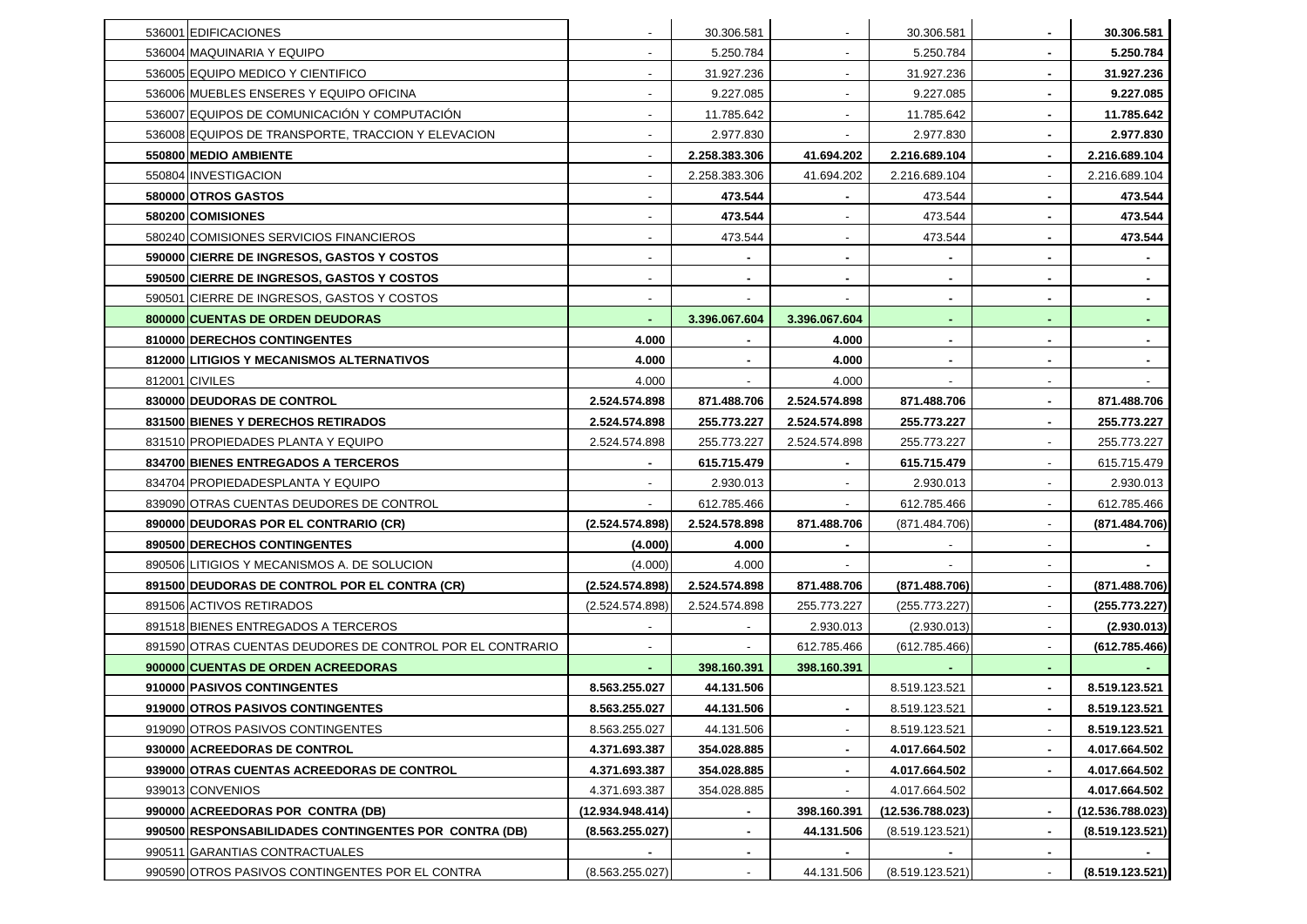| | | | | | | | |
|---|---|---|---|---|---|---|---|
| 536001 | EDIFICACIONES | - | 30.306.581 | - | 30.306.581 | - | **30.306.581** |
| 536004 | MAQUINARIA Y EQUIPO | - | 5.250.784 | - | 5.250.784 | - | **5.250.784** |
| 536005 | EQUIPO MEDICO Y CIENTIFICO | - | 31.927.236 | - | 31.927.236 | - | **31.927.236** |
| 536006 | MUEBLES ENSERES Y EQUIPO OFICINA | - | 9.227.085 | - | 9.227.085 | - | **9.227.085** |
| 536007 | EQUIPOS DE COMUNICACIÓN Y COMPUTACIÓN | - | 11.785.642 | - | 11.785.642 | - | **11.785.642** |
| 536008 | EQUIPOS DE TRANSPORTE, TRACCION Y ELEVACION | - | 2.977.830 | - | 2.977.830 | - | **2.977.830** |
| **550800** | **MEDIO AMBIENTE** | - | **2.258.383.306** | **41.694.202** | **2.216.689.104** | - | **2.216.689.104** |
| 550804 | INVESTIGACION | - | 2.258.383.306 | 41.694.202 | 2.216.689.104 | - | 2.216.689.104 |
| **580000** | **OTROS GASTOS** | - | **473.544** | **-** | 473.544 | - | **473.544** |
| **580200** | **COMISIONES** | - | **473.544** | - | 473.544 | - | **473.544** |
| 580240 | COMISIONES SERVICIOS FINANCIEROS | - | 473.544 | - | 473.544 | - | **473.544** |
| **590000** | **CIERRE DE INGRESOS, GASTOS Y COSTOS** | - | **-** | **-** | **-** | **-** | **-** |
| **590500** | **CIERRE DE INGRESOS, GASTOS Y COSTOS** | - | **-** | **-** | **-** | **-** | **-** |
| 590501 | CIERRE DE INGRESOS, GASTOS Y COSTOS | - | - | - | **-** | **-** | **-** |
| **800000** | **CUENTAS DE ORDEN DEUDORAS** | **-** | **3.396.067.604** | **3.396.067.604** | **-** | **-** | **-** |
| **810000** | **DERECHOS CONTINGENTES** | **4.000** | **-** | **4.000** | **-** | **-** | **-** |
| **812000** | **LITIGIOS Y MECANISMOS ALTERNATIVOS** | **4.000** | **-** | **4.000** | **-** | **-** | **-** |
| 812001 | CIVILES | 4.000 | - | 4.000 | - | - | - |
| **830000** | **DEUDORAS DE CONTROL** | **2.524.574.898** | **871.488.706** | **2.524.574.898** | **871.488.706** | **-** | **871.488.706** |
| **831500** | **BIENES Y DERECHOS RETIRADOS** | **2.524.574.898** | **255.773.227** | **2.524.574.898** | **255.773.227** | **-** | **255.773.227** |
| 831510 | PROPIEDADES PLANTA Y EQUIPO | 2.524.574.898 | 255.773.227 | 2.524.574.898 | 255.773.227 | - | 255.773.227 |
| **834700** | **BIENES ENTREGADOS A TERCEROS** | **-** | **615.715.479** | **-** | **615.715.479** | - | 615.715.479 |
| 834704 | PROPIEDADESPLANTA Y EQUIPO | - | 2.930.013 | - | 2.930.013 | - | 2.930.013 |
| 839090 | OTRAS CUENTAS DEUDORES DE CONTROL | - | 612.785.466 | - | 612.785.466 | - | 612.785.466 |
| **890000** | **DEUDORAS POR EL CONTRARIO (CR)** | **(2.524.574.898)** | **2.524.578.898** | **871.488.706** | (871.484.706) | - | **(871.484.706)** |
| **890500** | **DERECHOS CONTINGENTES** | **(4.000)** | **4.000** | **-** | - | - | **-** |
| 890506 | LITIGIOS Y MECANISMOS A. DE SOLUCION | (4.000) | 4.000 | - | - | - | - |
| **891500** | **DEUDORAS DE CONTROL POR EL CONTRA (CR)** | **(2.524.574.898)** | **2.524.574.898** | **871.488.706** | **(871.488.706)** | - | **(871.488.706)** |
| 891506 | ACTIVOS RETIRADOS | (2.524.574.898) | 2.524.574.898 | 255.773.227 | (255.773.227) | - | **(255.773.227)** |
| 891518 | BIENES ENTREGADOS A TERCEROS | - | - | 2.930.013 | (2.930.013) | - | **(2.930.013)** |
| 891590 | OTRAS CUENTAS DEUDORES DE CONTROL POR EL CONTRARIO | - | - | 612.785.466 | (612.785.466) | - | **(612.785.466)** |
| **900000** | **CUENTAS DE ORDEN ACREEDORAS** | **-** | **398.160.391** | **398.160.391** | **-** | **-** | **-** |
| **910000** | **PASIVOS CONTINGENTES** | **8.563.255.027** | **44.131.506** | | 8.519.123.521 | **-** | **8.519.123.521** |
| **919000** | **OTROS PASIVOS CONTINGENTES** | **8.563.255.027** | **44.131.506** | **-** | 8.519.123.521 | **-** | **8.519.123.521** |
| 919090 | OTROS PASIVOS CONTINGENTES | 8.563.255.027 | 44.131.506 | - | 8.519.123.521 | - | **8.519.123.521** |
| **930000** | **ACREEDORAS DE CONTROL** | **4.371.693.387** | **354.028.885** | **-** | **4.017.664.502** | **-** | **4.017.664.502** |
| **939000** | **OTRAS CUENTAS ACREEDORAS DE CONTROL** | **4.371.693.387** | **354.028.885** | **-** | **4.017.664.502** | **-** | **4.017.664.502** |
| 939013 | CONVENIOS | 4.371.693.387 | 354.028.885 | - | 4.017.664.502 | | **4.017.664.502** |
| **990000** | **ACREEDORAS POR CONTRA (DB)** | **(12.934.948.414)** | **-** | **398.160.391** | **(12.536.788.023)** | **-** | **(12.536.788.023)** |
| **990500** | **RESPONSABILIDADES CONTINGENTES POR CONTRA (DB)** | **(8.563.255.027)** | **-** | **44.131.506** | (8.519.123.521) | **-** | **(8.519.123.521)** |
| 990511 | GARANTIAS CONTRACTUALES | **-** | **-** | **-** | **-** | **-** | **-** |
| 990590 | OTROS PASIVOS CONTINGENTES POR EL CONTRA | (8.563.255.027) | - | 44.131.506 | (8.519.123.521) | - | **(8.519.123.521)** |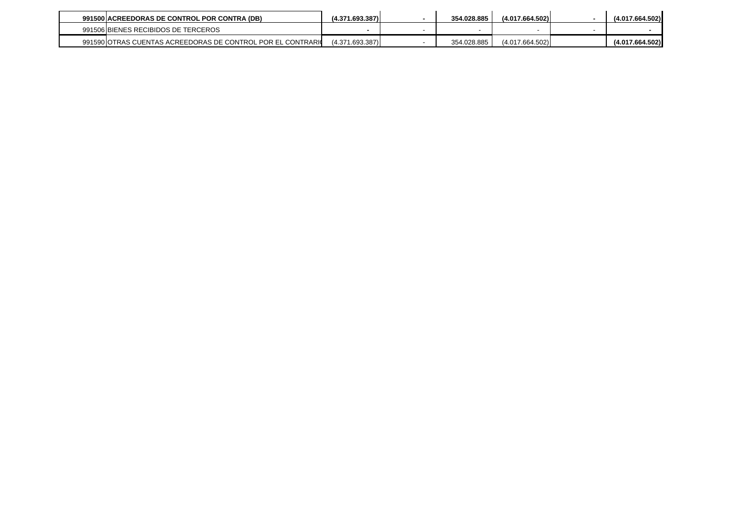| | | | | | | | |
|---|---|---|---|---|---|---|---|
| **991500** | **ACREEDORAS DE CONTROL POR CONTRA (DB)** | **(4.371.693.387)** | **-** | **354.028.885** | **(4.017.664.502)** | **-** | **(4.017.664.502)** |
| 991506 | BIENES RECIBIDOS DE TERCEROS | **-** | - | - | - | - | **-** |
| 991590 | OTRAS CUENTAS ACREEDORAS DE CONTROL POR EL CONTRARIO | (4.371.693.387) | - | 354.028.885 | (4.017.664.502) | | **(4.017.664.502)** |